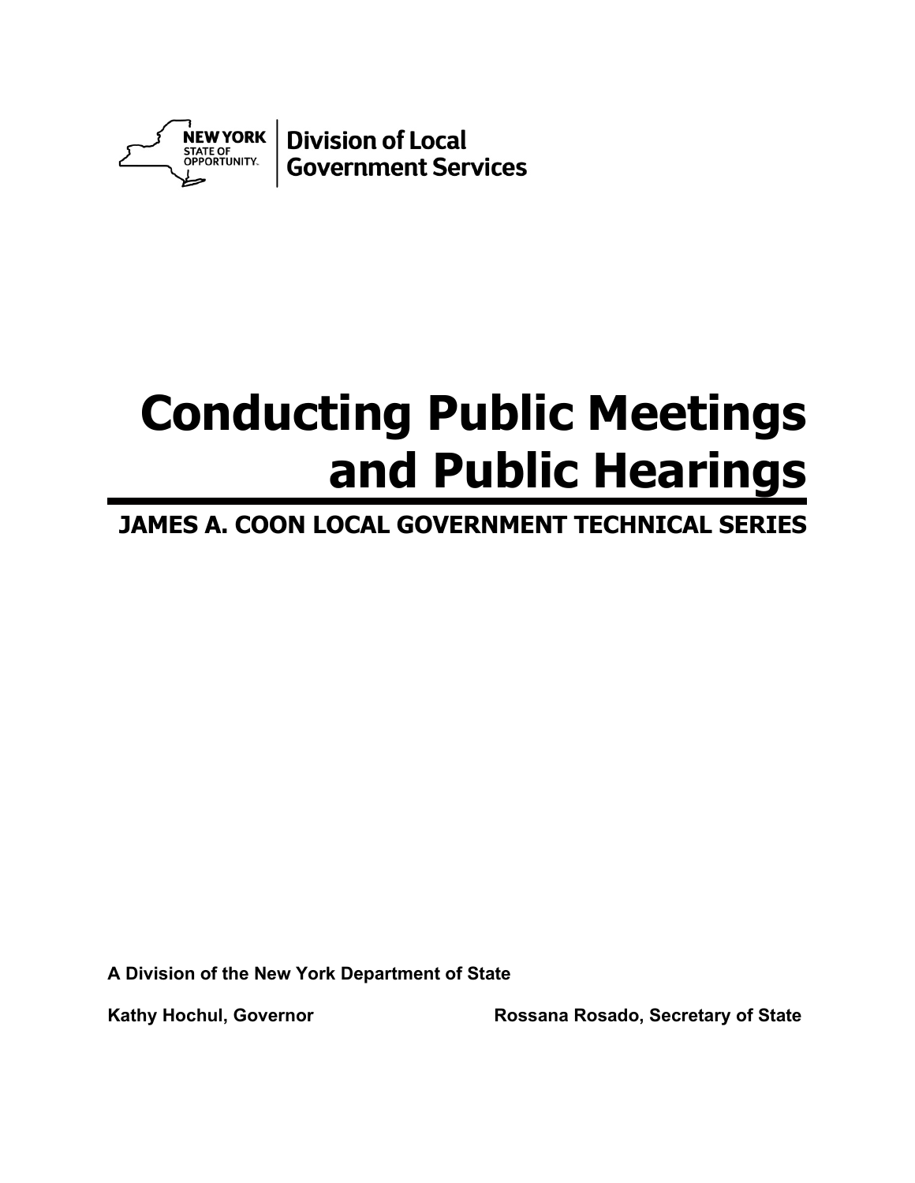NEW YORK STATE OF OPPORTUNITY. | Division of Local Government Services

# Conducting Public Meetings and Public Hearings

## JAMES A. COON LOCAL GOVERNMENT TECHNICAL SERIES

**A Division of the New York Department of State**

**Kathy Hochul, Governor** **Rossana Rosado, Secretary of State**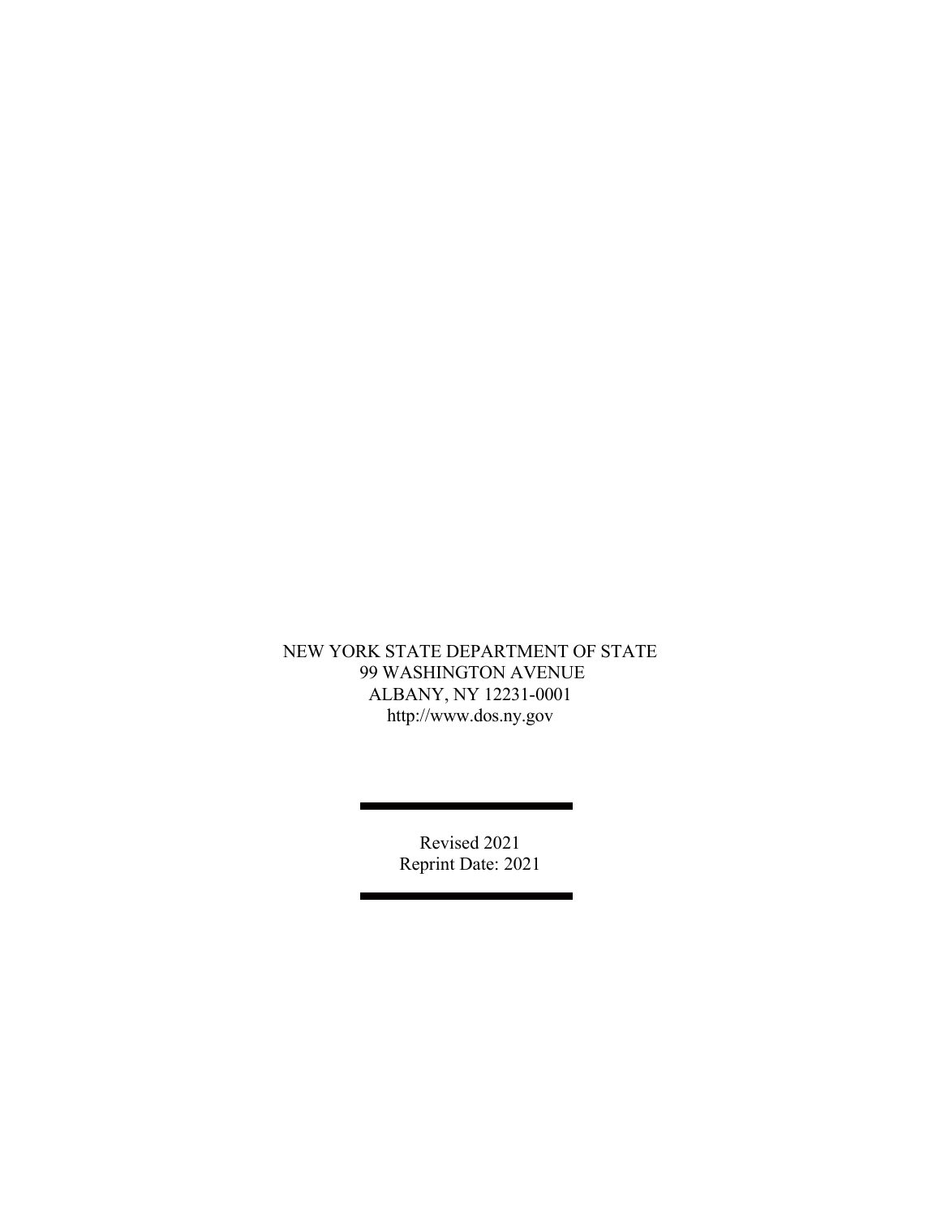NEW YORK STATE DEPARTMENT OF STATE
99 WASHINGTON AVENUE
ALBANY, NY 12231-0001
http://www.dos.ny.gov

---

Revised 2021
Reprint Date: 2021

---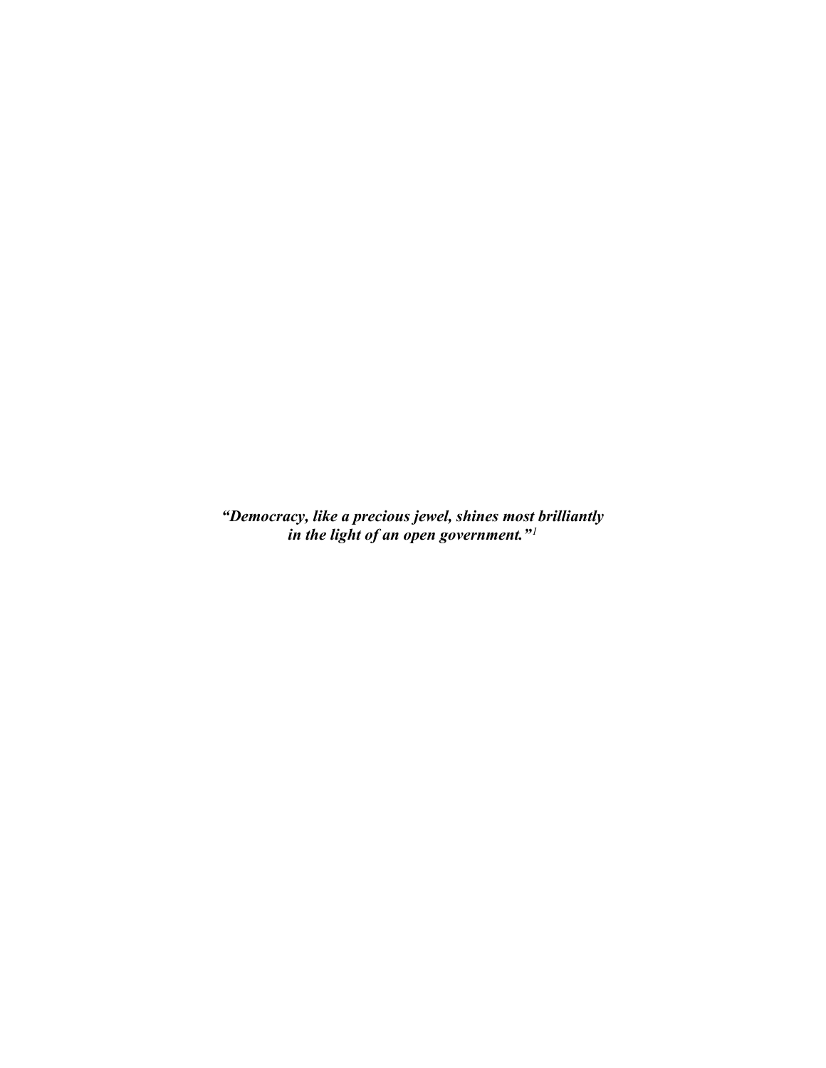***"Democracy, like a precious jewel, shines most brilliantly in the light of an open government."[1]***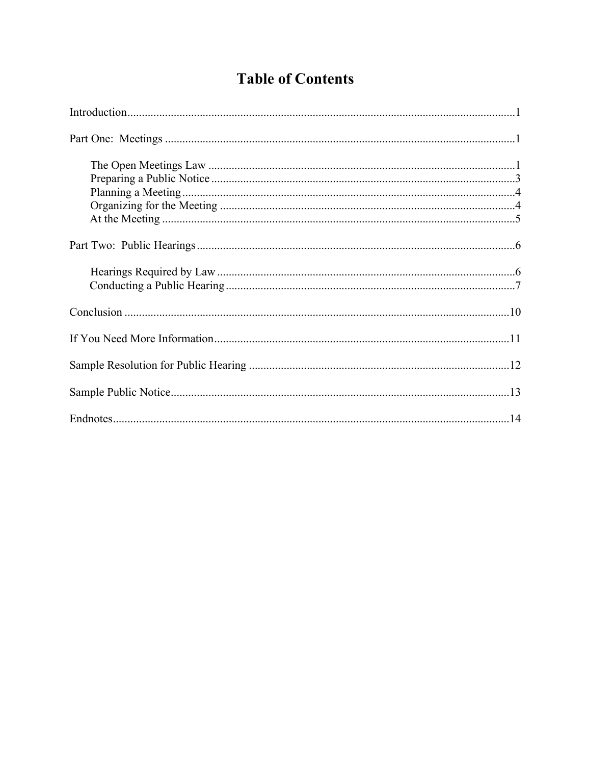# Table of Contents

Introduction....................................................................................................................1

Part One: Meetings ........................................................................................................1

- The Open Meetings Law .........................................................................................1
- Preparing a Public Notice ........................................................................................3
- Planning a Meeting ..................................................................................................4
- Organizing for the Meeting .....................................................................................4
- At the Meeting .........................................................................................................5

Part Two: Public Hearings.............................................................................................6

- Hearings Required by Law ......................................................................................6
- Conducting a Public Hearing ...................................................................................7

Conclusion ....................................................................................................................10

If You Need More Information.....................................................................................11

Sample Resolution for Public Hearing .........................................................................12

Sample Public Notice....................................................................................................13

Endnotes........................................................................................................................14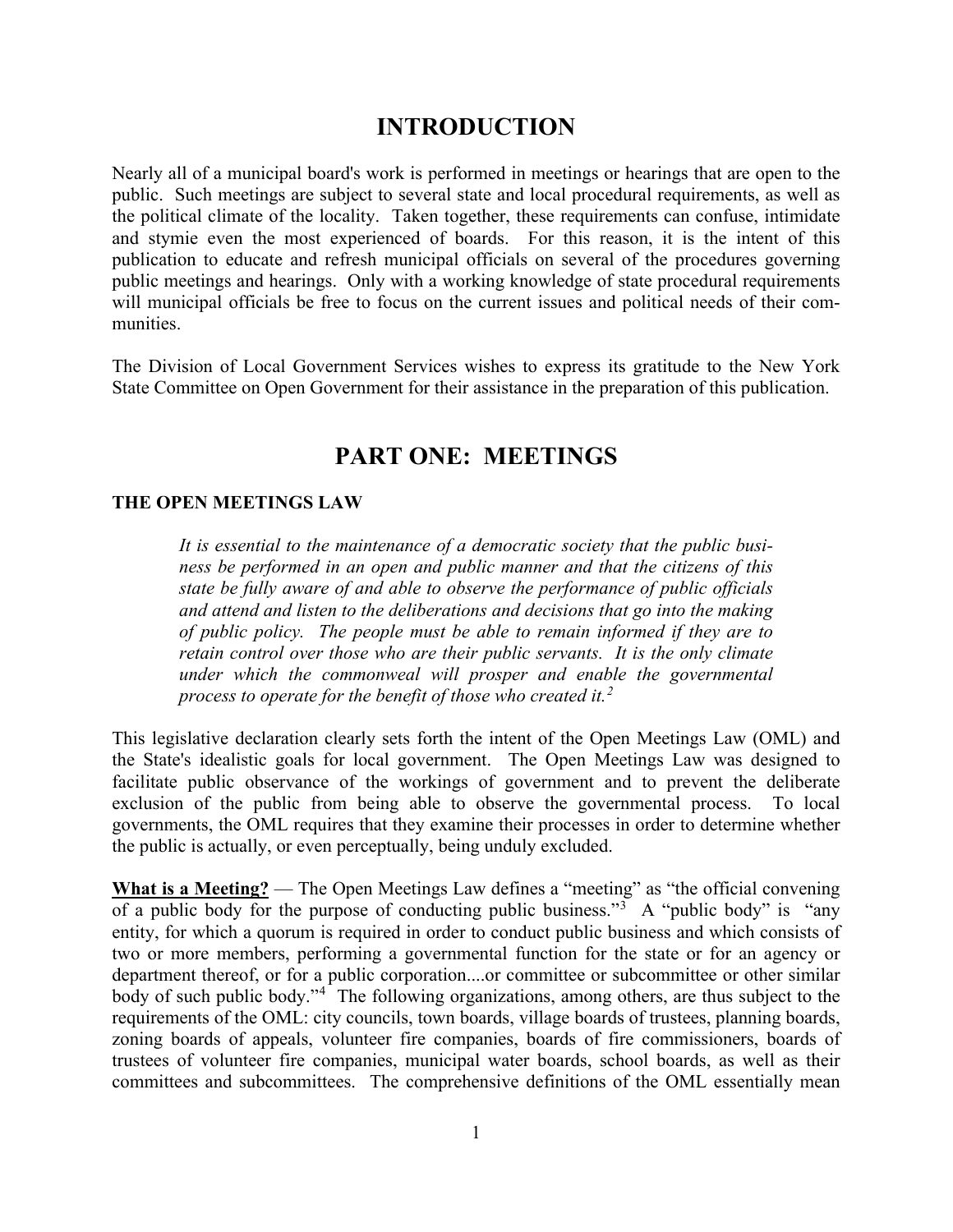# INTRODUCTION

Nearly all of a municipal board's work is performed in meetings or hearings that are open to the public. Such meetings are subject to several state and local procedural requirements, as well as the political climate of the locality. Taken together, these requirements can confuse, intimidate and stymie even the most experienced of boards. For this reason, it is the intent of this publication to educate and refresh municipal officials on several of the procedures governing public meetings and hearings. Only with a working knowledge of state procedural requirements will municipal officials be free to focus on the current issues and political needs of their communities.

The Division of Local Government Services wishes to express its gratitude to the New York State Committee on Open Government for their assistance in the preparation of this publication.

# PART ONE: MEETINGS

### THE OPEN MEETINGS LAW

> *It is essential to the maintenance of a democratic society that the public business be performed in an open and public manner and that the citizens of this state be fully aware of and able to observe the performance of public officials and attend and listen to the deliberations and decisions that go into the making of public policy. The people must be able to remain informed if they are to retain control over those who are their public servants. It is the only climate under which the commonweal will prosper and enable the governmental process to operate for the benefit of those who created it.*[2]

This legislative declaration clearly sets forth the intent of the Open Meetings Law (OML) and the State's idealistic goals for local government. The Open Meetings Law was designed to facilitate public observance of the workings of government and to prevent the deliberate exclusion of the public from being able to observe the governmental process. To local governments, the OML requires that they examine their processes in order to determine whether the public is actually, or even perceptually, being unduly excluded.

**What is a Meeting?** — The Open Meetings Law defines a "meeting" as "the official convening of a public body for the purpose of conducting public business."[3] A "public body" is "any entity, for which a quorum is required in order to conduct public business and which consists of two or more members, performing a governmental function for the state or for an agency or department thereof, or for a public corporation....or committee or subcommittee or other similar body of such public body."[4] The following organizations, among others, are thus subject to the requirements of the OML: city councils, town boards, village boards of trustees, planning boards, zoning boards of appeals, volunteer fire companies, boards of fire commissioners, boards of trustees of volunteer fire companies, municipal water boards, school boards, as well as their committees and subcommittees. The comprehensive definitions of the OML essentially mean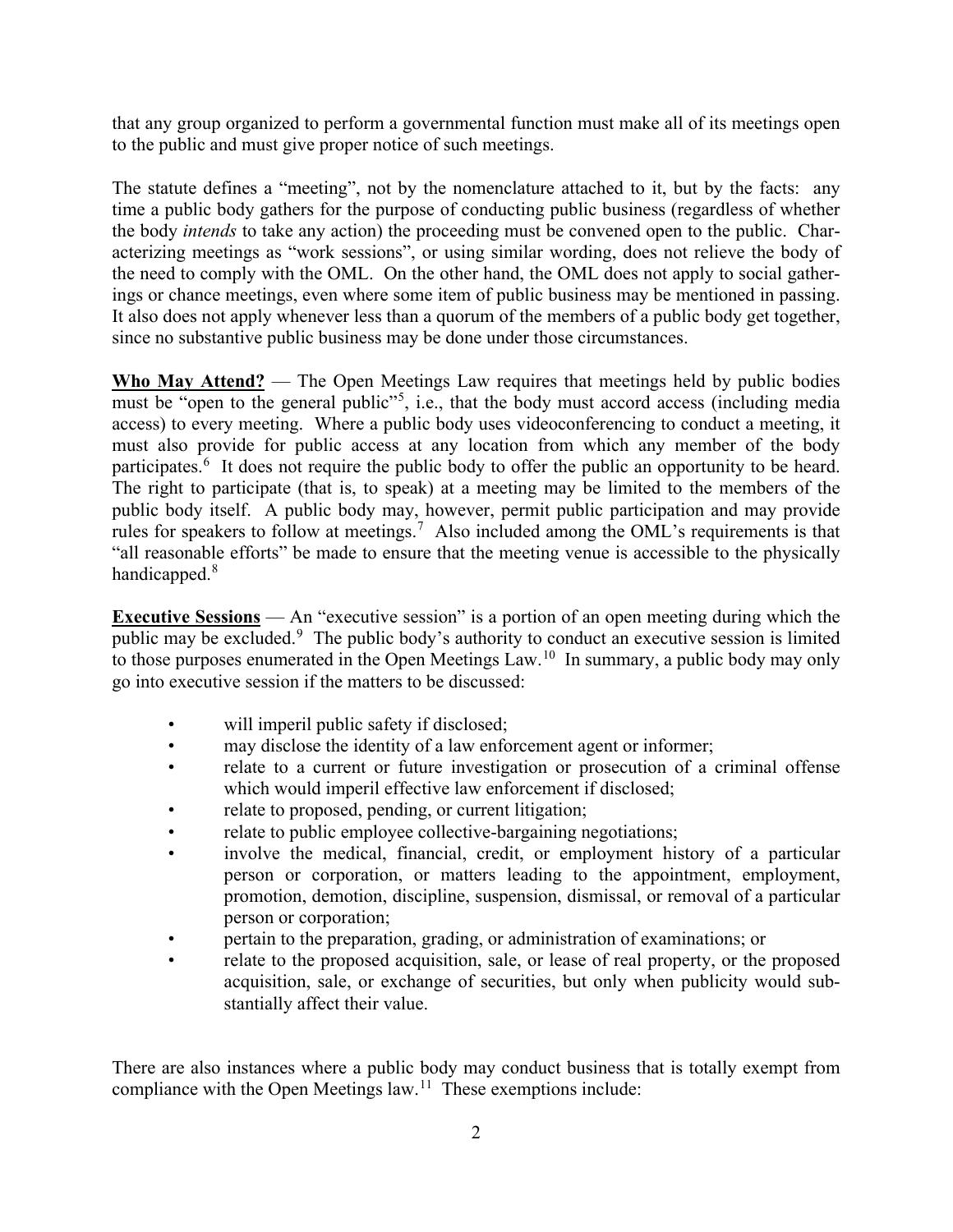that any group organized to perform a governmental function must make all of its meetings open to the public and must give proper notice of such meetings.

The statute defines a "meeting", not by the nomenclature attached to it, but by the facts: any time a public body gathers for the purpose of conducting public business (regardless of whether the body *intends* to take any action) the proceeding must be convened open to the public. Characterizing meetings as "work sessions", or using similar wording, does not relieve the body of the need to comply with the OML. On the other hand, the OML does not apply to social gatherings or chance meetings, even where some item of public business may be mentioned in passing. It also does not apply whenever less than a quorum of the members of a public body get together, since no substantive public business may be done under those circumstances.

**Who May Attend?** — The Open Meetings Law requires that meetings held by public bodies must be "open to the general public"[5], i.e., that the body must accord access (including media access) to every meeting. Where a public body uses videoconferencing to conduct a meeting, it must also provide for public access at any location from which any member of the body participates.[6] It does not require the public body to offer the public an opportunity to be heard. The right to participate (that is, to speak) at a meeting may be limited to the members of the public body itself. A public body may, however, permit public participation and may provide rules for speakers to follow at meetings.[7] Also included among the OML's requirements is that "all reasonable efforts" be made to ensure that the meeting venue is accessible to the physically handicapped.[8]

**Executive Sessions** — An "executive session" is a portion of an open meeting during which the public may be excluded.[9] The public body's authority to conduct an executive session is limited to those purposes enumerated in the Open Meetings Law.[10] In summary, a public body may only go into executive session if the matters to be discussed:

- will imperil public safety if disclosed;
- may disclose the identity of a law enforcement agent or informer;
- relate to a current or future investigation or prosecution of a criminal offense which would imperil effective law enforcement if disclosed;
- relate to proposed, pending, or current litigation;
- relate to public employee collective-bargaining negotiations;
- involve the medical, financial, credit, or employment history of a particular person or corporation, or matters leading to the appointment, employment, promotion, demotion, discipline, suspension, dismissal, or removal of a particular person or corporation;
- pertain to the preparation, grading, or administration of examinations; or
- relate to the proposed acquisition, sale, or lease of real property, or the proposed acquisition, sale, or exchange of securities, but only when publicity would substantially affect their value.

There are also instances where a public body may conduct business that is totally exempt from compliance with the Open Meetings law.[11] These exemptions include: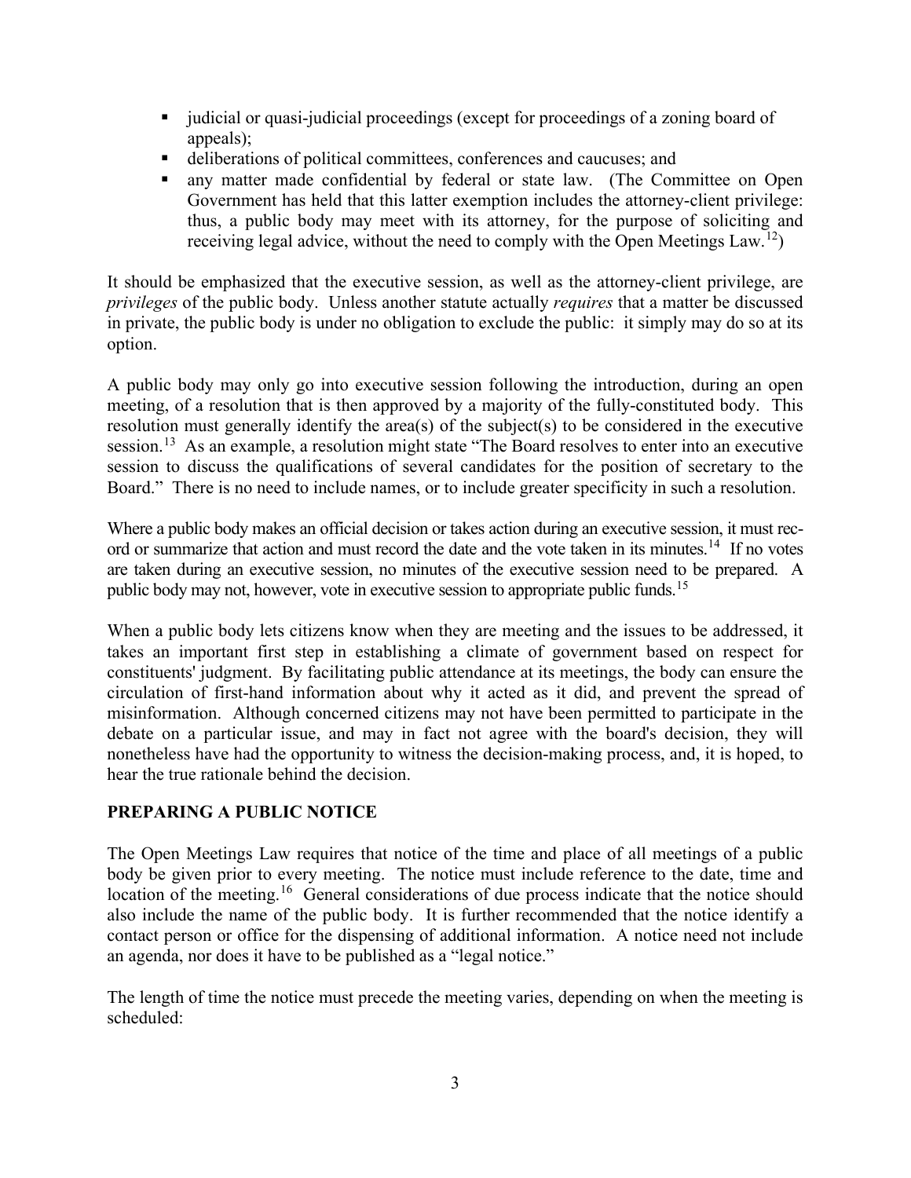- judicial or quasi-judicial proceedings (except for proceedings of a zoning board of appeals);
- deliberations of political committees, conferences and caucuses; and
- any matter made confidential by federal or state law. (The Committee on Open Government has held that this latter exemption includes the attorney-client privilege: thus, a public body may meet with its attorney, for the purpose of soliciting and receiving legal advice, without the need to comply with the Open Meetings Law.[12])

It should be emphasized that the executive session, as well as the attorney-client privilege, are *privileges* of the public body. Unless another statute actually *requires* that a matter be discussed in private, the public body is under no obligation to exclude the public: it simply may do so at its option.

A public body may only go into executive session following the introduction, during an open meeting, of a resolution that is then approved by a majority of the fully-constituted body. This resolution must generally identify the area(s) of the subject(s) to be considered in the executive session.[13] As an example, a resolution might state "The Board resolves to enter into an executive session to discuss the qualifications of several candidates for the position of secretary to the Board." There is no need to include names, or to include greater specificity in such a resolution.

Where a public body makes an official decision or takes action during an executive session, it must record or summarize that action and must record the date and the vote taken in its minutes.[14] If no votes are taken during an executive session, no minutes of the executive session need to be prepared. A public body may not, however, vote in executive session to appropriate public funds.[15]

When a public body lets citizens know when they are meeting and the issues to be addressed, it takes an important first step in establishing a climate of government based on respect for constituents' judgment. By facilitating public attendance at its meetings, the body can ensure the circulation of first-hand information about why it acted as it did, and prevent the spread of misinformation. Although concerned citizens may not have been permitted to participate in the debate on a particular issue, and may in fact not agree with the board's decision, they will nonetheless have had the opportunity to witness the decision-making process, and, it is hoped, to hear the true rationale behind the decision.

## PREPARING A PUBLIC NOTICE

The Open Meetings Law requires that notice of the time and place of all meetings of a public body be given prior to every meeting. The notice must include reference to the date, time and location of the meeting.[16] General considerations of due process indicate that the notice should also include the name of the public body. It is further recommended that the notice identify a contact person or office for the dispensing of additional information. A notice need not include an agenda, nor does it have to be published as a "legal notice."

The length of time the notice must precede the meeting varies, depending on when the meeting is scheduled: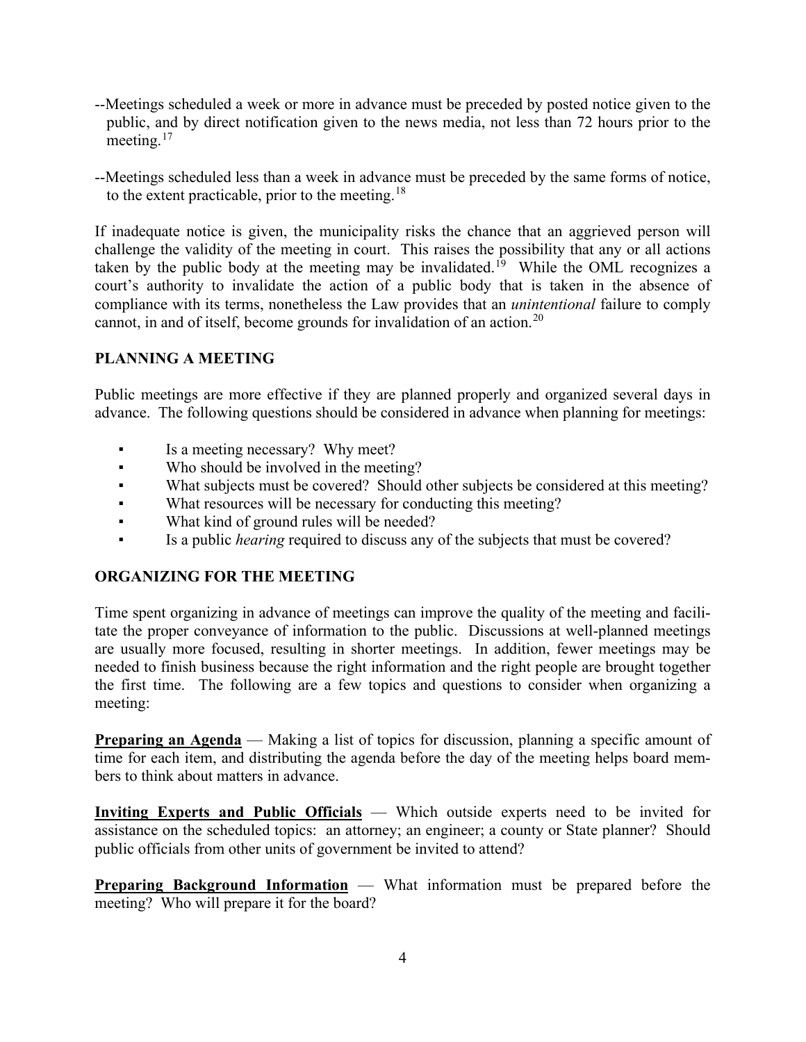--Meetings scheduled a week or more in advance must be preceded by posted notice given to the public, and by direct notification given to the news media, not less than 72 hours prior to the meeting.[17]

--Meetings scheduled less than a week in advance must be preceded by the same forms of notice, to the extent practicable, prior to the meeting.[18]

If inadequate notice is given, the municipality risks the chance that an aggrieved person will challenge the validity of the meeting in court. This raises the possibility that any or all actions taken by the public body at the meeting may be invalidated.[19] While the OML recognizes a court's authority to invalidate the action of a public body that is taken in the absence of compliance with its terms, nonetheless the Law provides that an *unintentional* failure to comply cannot, in and of itself, become grounds for invalidation of an action.[20]

## PLANNING A MEETING

Public meetings are more effective if they are planned properly and organized several days in advance. The following questions should be considered in advance when planning for meetings:

- Is a meeting necessary? Why meet?
- Who should be involved in the meeting?
- What subjects must be covered? Should other subjects be considered at this meeting?
- What resources will be necessary for conducting this meeting?
- What kind of ground rules will be needed?
- Is a public *hearing* required to discuss any of the subjects that must be covered?

## ORGANIZING FOR THE MEETING

Time spent organizing in advance of meetings can improve the quality of the meeting and facilitate the proper conveyance of information to the public. Discussions at well-planned meetings are usually more focused, resulting in shorter meetings. In addition, fewer meetings may be needed to finish business because the right information and the right people are brought together the first time. The following are a few topics and questions to consider when organizing a meeting:

**Preparing an Agenda** — Making a list of topics for discussion, planning a specific amount of time for each item, and distributing the agenda before the day of the meeting helps board members to think about matters in advance.

**Inviting Experts and Public Officials** — Which outside experts need to be invited for assistance on the scheduled topics: an attorney; an engineer; a county or State planner? Should public officials from other units of government be invited to attend?

**Preparing Background Information** — What information must be prepared before the meeting? Who will prepare it for the board?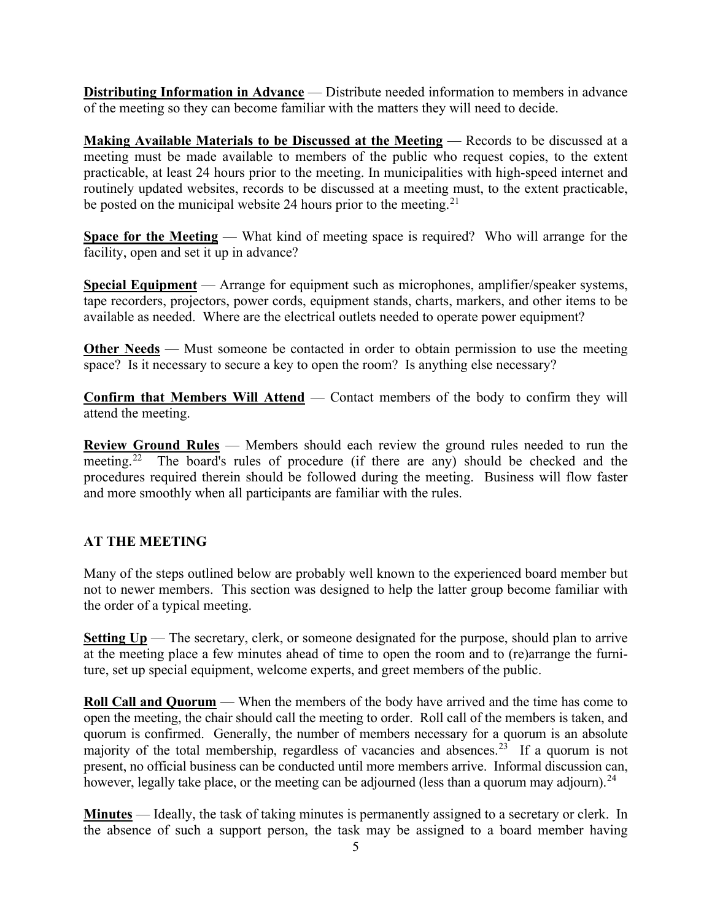**Distributing Information in Advance** — Distribute needed information to members in advance of the meeting so they can become familiar with the matters they will need to decide.

**Making Available Materials to be Discussed at the Meeting** — Records to be discussed at a meeting must be made available to members of the public who request copies, to the extent practicable, at least 24 hours prior to the meeting. In municipalities with high-speed internet and routinely updated websites, records to be discussed at a meeting must, to the extent practicable, be posted on the municipal website 24 hours prior to the meeting.[21]

**Space for the Meeting** — What kind of meeting space is required? Who will arrange for the facility, open and set it up in advance?

**Special Equipment** — Arrange for equipment such as microphones, amplifier/speaker systems, tape recorders, projectors, power cords, equipment stands, charts, markers, and other items to be available as needed. Where are the electrical outlets needed to operate power equipment?

**Other Needs** — Must someone be contacted in order to obtain permission to use the meeting space? Is it necessary to secure a key to open the room? Is anything else necessary?

**Confirm that Members Will Attend** — Contact members of the body to confirm they will attend the meeting.

**Review Ground Rules** — Members should each review the ground rules needed to run the meeting.[22] The board's rules of procedure (if there are any) should be checked and the procedures required therein should be followed during the meeting. Business will flow faster and more smoothly when all participants are familiar with the rules.

## AT THE MEETING

Many of the steps outlined below are probably well known to the experienced board member but not to newer members. This section was designed to help the latter group become familiar with the order of a typical meeting.

**Setting Up** — The secretary, clerk, or someone designated for the purpose, should plan to arrive at the meeting place a few minutes ahead of time to open the room and to (re)arrange the furniture, set up special equipment, welcome experts, and greet members of the public.

**Roll Call and Quorum** — When the members of the body have arrived and the time has come to open the meeting, the chair should call the meeting to order. Roll call of the members is taken, and quorum is confirmed. Generally, the number of members necessary for a quorum is an absolute majority of the total membership, regardless of vacancies and absences.[23] If a quorum is not present, no official business can be conducted until more members arrive. Informal discussion can, however, legally take place, or the meeting can be adjourned (less than a quorum may adjourn).[24]

**Minutes** — Ideally, the task of taking minutes is permanently assigned to a secretary or clerk. In the absence of such a support person, the task may be assigned to a board member having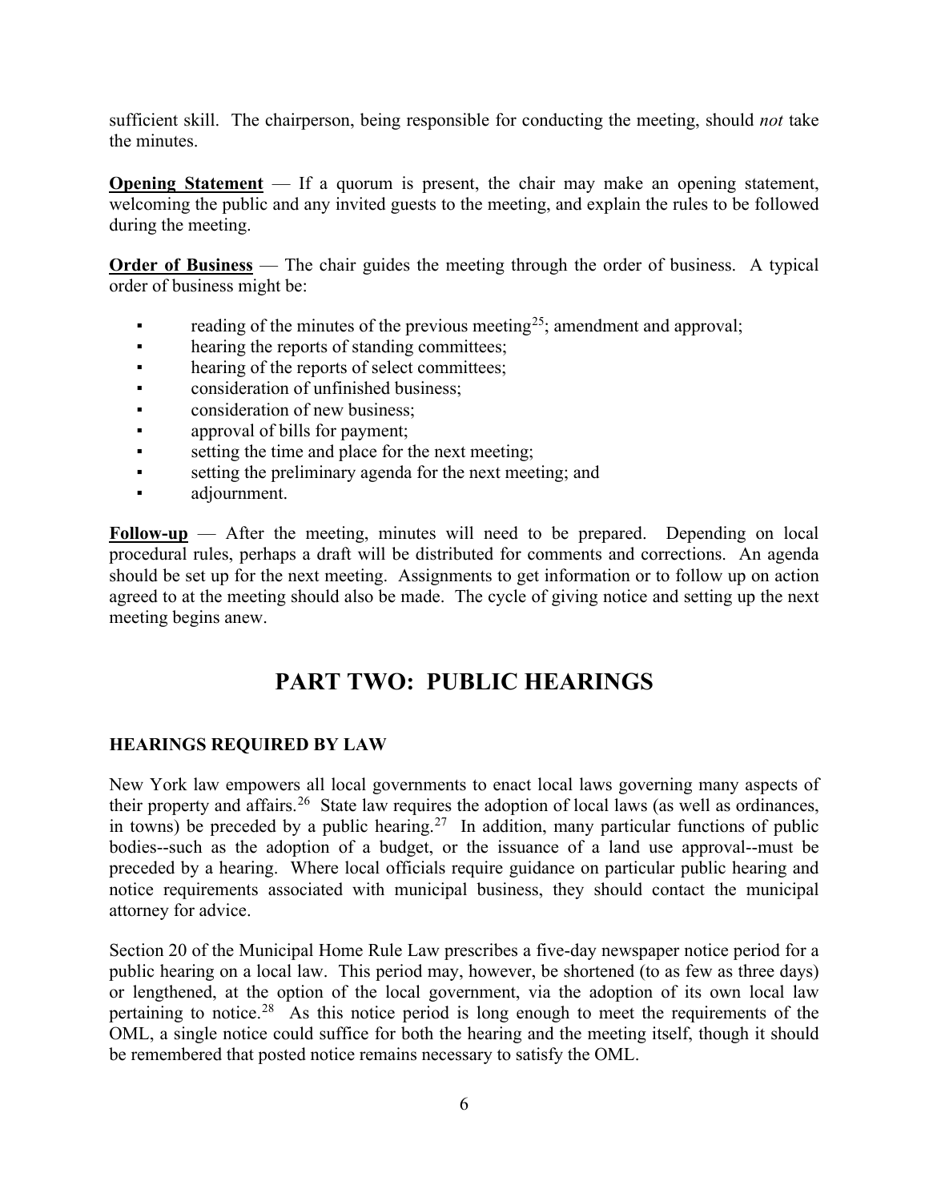sufficient skill. The chairperson, being responsible for conducting the meeting, should *not* take the minutes.

**Opening Statement** — If a quorum is present, the chair may make an opening statement, welcoming the public and any invited guests to the meeting, and explain the rules to be followed during the meeting.

**Order of Business** — The chair guides the meeting through the order of business. A typical order of business might be:

- reading of the minutes of the previous meeting[25]; amendment and approval;
- hearing the reports of standing committees;
- hearing of the reports of select committees;
- consideration of unfinished business;
- consideration of new business;
- approval of bills for payment;
- setting the time and place for the next meeting;
- setting the preliminary agenda for the next meeting; and
- adjournment.

**Follow-up** — After the meeting, minutes will need to be prepared. Depending on local procedural rules, perhaps a draft will be distributed for comments and corrections. An agenda should be set up for the next meeting. Assignments to get information or to follow up on action agreed to at the meeting should also be made. The cycle of giving notice and setting up the next meeting begins anew.

# PART TWO: PUBLIC HEARINGS

### HEARINGS REQUIRED BY LAW

New York law empowers all local governments to enact local laws governing many aspects of their property and affairs.[26] State law requires the adoption of local laws (as well as ordinances, in towns) be preceded by a public hearing.[27] In addition, many particular functions of public bodies--such as the adoption of a budget, or the issuance of a land use approval--must be preceded by a hearing. Where local officials require guidance on particular public hearing and notice requirements associated with municipal business, they should contact the municipal attorney for advice.

Section 20 of the Municipal Home Rule Law prescribes a five-day newspaper notice period for a public hearing on a local law. This period may, however, be shortened (to as few as three days) or lengthened, at the option of the local government, via the adoption of its own local law pertaining to notice.[28] As this notice period is long enough to meet the requirements of the OML, a single notice could suffice for both the hearing and the meeting itself, though it should be remembered that posted notice remains necessary to satisfy the OML.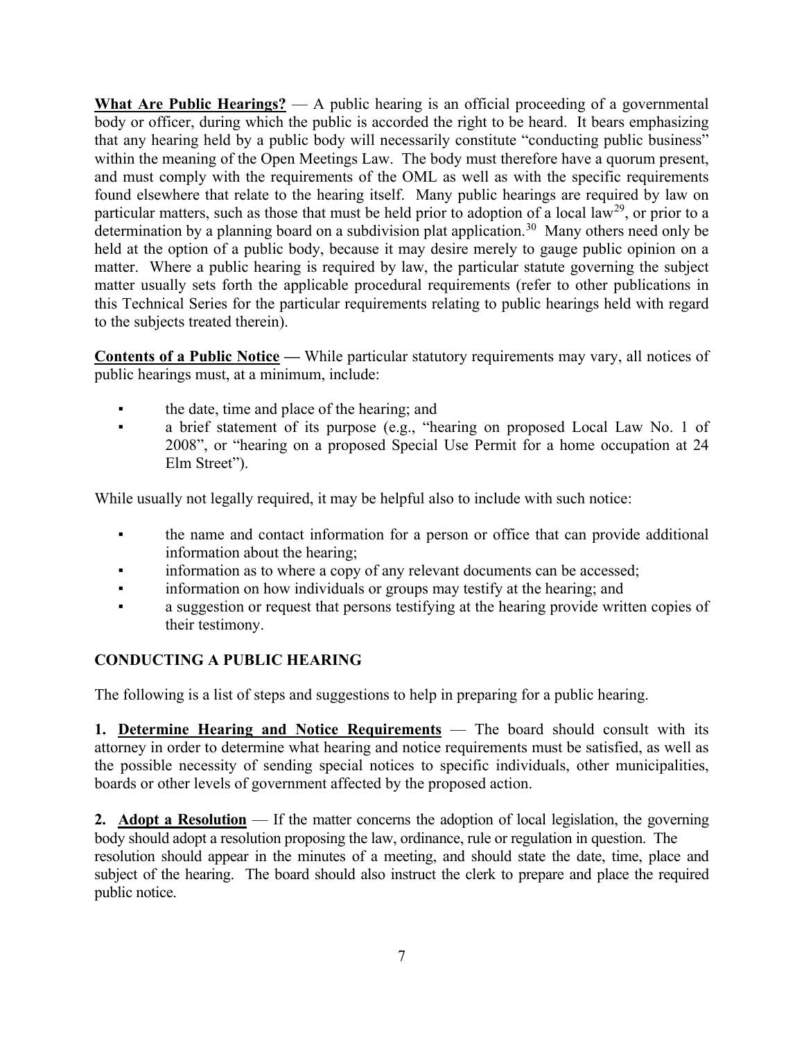**<u>What Are Public Hearings?</u>** — A public hearing is an official proceeding of a governmental body or officer, during which the public is accorded the right to be heard. It bears emphasizing that any hearing held by a public body will necessarily constitute "conducting public business" within the meaning of the Open Meetings Law. The body must therefore have a quorum present, and must comply with the requirements of the OML as well as with the specific requirements found elsewhere that relate to the hearing itself. Many public hearings are required by law on particular matters, such as those that must be held prior to adoption of a local law[29], or prior to a determination by a planning board on a subdivision plat application.[30] Many others need only be held at the option of a public body, because it may desire merely to gauge public opinion on a matter. Where a public hearing is required by law, the particular statute governing the subject matter usually sets forth the applicable procedural requirements (refer to other publications in this Technical Series for the particular requirements relating to public hearings held with regard to the subjects treated therein).

**<u>Contents of a Public Notice</u> —** While particular statutory requirements may vary, all notices of public hearings must, at a minimum, include:

- the date, time and place of the hearing; and
- a brief statement of its purpose (e.g., "hearing on proposed Local Law No. 1 of 2008", or "hearing on a proposed Special Use Permit for a home occupation at 24 Elm Street").

While usually not legally required, it may be helpful also to include with such notice:

- the name and contact information for a person or office that can provide additional information about the hearing;
- information as to where a copy of any relevant documents can be accessed;
- information on how individuals or groups may testify at the hearing; and
- a suggestion or request that persons testifying at the hearing provide written copies of their testimony.

## CONDUCTING A PUBLIC HEARING

The following is a list of steps and suggestions to help in preparing for a public hearing.

**1. <u>Determine Hearing and Notice Requirements</u>** — The board should consult with its attorney in order to determine what hearing and notice requirements must be satisfied, as well as the possible necessity of sending special notices to specific individuals, other municipalities, boards or other levels of government affected by the proposed action.

**2. <u>Adopt a Resolution</u>** — If the matter concerns the adoption of local legislation, the governing body should adopt a resolution proposing the law, ordinance, rule or regulation in question. The resolution should appear in the minutes of a meeting, and should state the date, time, place and subject of the hearing. The board should also instruct the clerk to prepare and place the required public notice.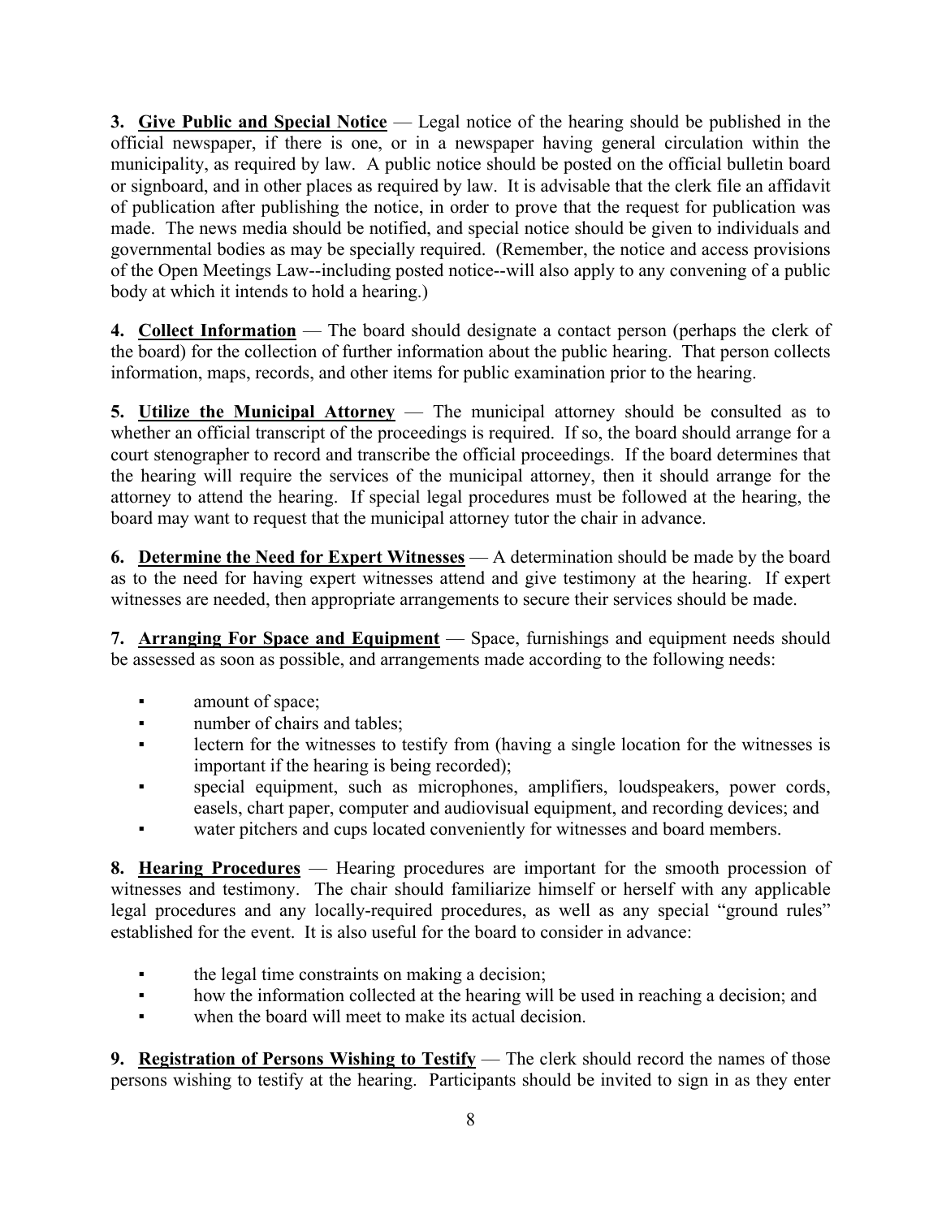**3. <u>Give Public and Special Notice</u>** — Legal notice of the hearing should be published in the official newspaper, if there is one, or in a newspaper having general circulation within the municipality, as required by law. A public notice should be posted on the official bulletin board or signboard, and in other places as required by law. It is advisable that the clerk file an affidavit of publication after publishing the notice, in order to prove that the request for publication was made. The news media should be notified, and special notice should be given to individuals and governmental bodies as may be specially required. (Remember, the notice and access provisions of the Open Meetings Law--including posted notice--will also apply to any convening of a public body at which it intends to hold a hearing.)

**4. <u>Collect Information</u>** — The board should designate a contact person (perhaps the clerk of the board) for the collection of further information about the public hearing. That person collects information, maps, records, and other items for public examination prior to the hearing.

**5. <u>Utilize the Municipal Attorney</u>** — The municipal attorney should be consulted as to whether an official transcript of the proceedings is required. If so, the board should arrange for a court stenographer to record and transcribe the official proceedings. If the board determines that the hearing will require the services of the municipal attorney, then it should arrange for the attorney to attend the hearing. If special legal procedures must be followed at the hearing, the board may want to request that the municipal attorney tutor the chair in advance.

**6. <u>Determine the Need for Expert Witnesses</u>** — A determination should be made by the board as to the need for having expert witnesses attend and give testimony at the hearing. If expert witnesses are needed, then appropriate arrangements to secure their services should be made.

**7. <u>Arranging For Space and Equipment</u>** — Space, furnishings and equipment needs should be assessed as soon as possible, and arrangements made according to the following needs:

- amount of space;
- number of chairs and tables;
- lectern for the witnesses to testify from (having a single location for the witnesses is important if the hearing is being recorded);
- special equipment, such as microphones, amplifiers, loudspeakers, power cords, easels, chart paper, computer and audiovisual equipment, and recording devices; and
- water pitchers and cups located conveniently for witnesses and board members.

**8. <u>Hearing Procedures</u>** — Hearing procedures are important for the smooth procession of witnesses and testimony. The chair should familiarize himself or herself with any applicable legal procedures and any locally-required procedures, as well as any special "ground rules" established for the event. It is also useful for the board to consider in advance:

- the legal time constraints on making a decision;
- how the information collected at the hearing will be used in reaching a decision; and
- when the board will meet to make its actual decision.

**9. <u>Registration of Persons Wishing to Testify</u>** — The clerk should record the names of those persons wishing to testify at the hearing. Participants should be invited to sign in as they enter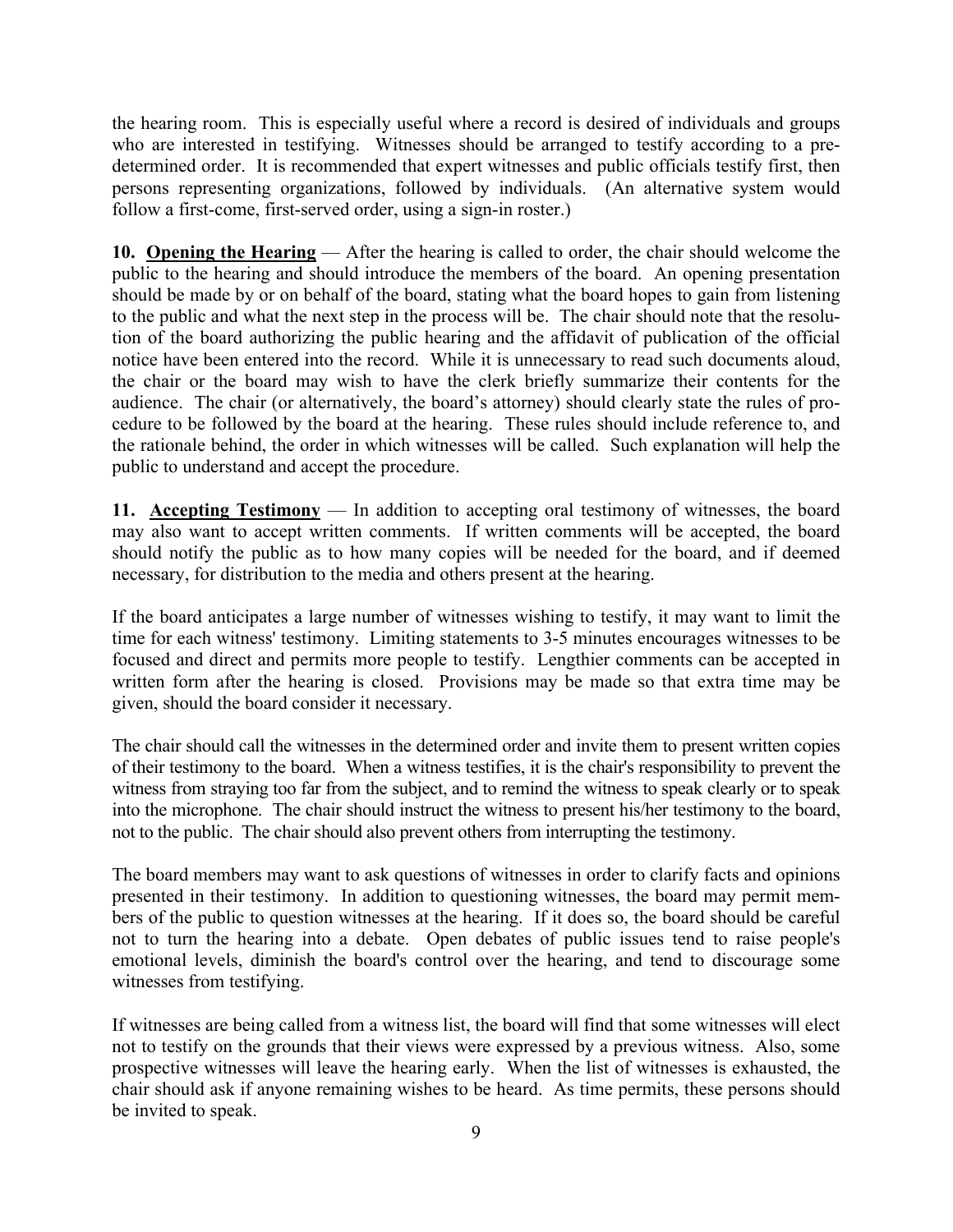the hearing room. This is especially useful where a record is desired of individuals and groups who are interested in testifying. Witnesses should be arranged to testify according to a pre-determined order. It is recommended that expert witnesses and public officials testify first, then persons representing organizations, followed by individuals. (An alternative system would follow a first-come, first-served order, using a sign-in roster.)

**10. Opening the Hearing** — After the hearing is called to order, the chair should welcome the public to the hearing and should introduce the members of the board. An opening presentation should be made by or on behalf of the board, stating what the board hopes to gain from listening to the public and what the next step in the process will be. The chair should note that the resolution of the board authorizing the public hearing and the affidavit of publication of the official notice have been entered into the record. While it is unnecessary to read such documents aloud, the chair or the board may wish to have the clerk briefly summarize their contents for the audience. The chair (or alternatively, the board's attorney) should clearly state the rules of procedure to be followed by the board at the hearing. These rules should include reference to, and the rationale behind, the order in which witnesses will be called. Such explanation will help the public to understand and accept the procedure.

**11. Accepting Testimony** — In addition to accepting oral testimony of witnesses, the board may also want to accept written comments. If written comments will be accepted, the board should notify the public as to how many copies will be needed for the board, and if deemed necessary, for distribution to the media and others present at the hearing.

If the board anticipates a large number of witnesses wishing to testify, it may want to limit the time for each witness' testimony. Limiting statements to 3-5 minutes encourages witnesses to be focused and direct and permits more people to testify. Lengthier comments can be accepted in written form after the hearing is closed. Provisions may be made so that extra time may be given, should the board consider it necessary.

The chair should call the witnesses in the determined order and invite them to present written copies of their testimony to the board. When a witness testifies, it is the chair's responsibility to prevent the witness from straying too far from the subject, and to remind the witness to speak clearly or to speak into the microphone. The chair should instruct the witness to present his/her testimony to the board, not to the public. The chair should also prevent others from interrupting the testimony.

The board members may want to ask questions of witnesses in order to clarify facts and opinions presented in their testimony. In addition to questioning witnesses, the board may permit members of the public to question witnesses at the hearing. If it does so, the board should be careful not to turn the hearing into a debate. Open debates of public issues tend to raise people's emotional levels, diminish the board's control over the hearing, and tend to discourage some witnesses from testifying.

If witnesses are being called from a witness list, the board will find that some witnesses will elect not to testify on the grounds that their views were expressed by a previous witness. Also, some prospective witnesses will leave the hearing early. When the list of witnesses is exhausted, the chair should ask if anyone remaining wishes to be heard. As time permits, these persons should be invited to speak.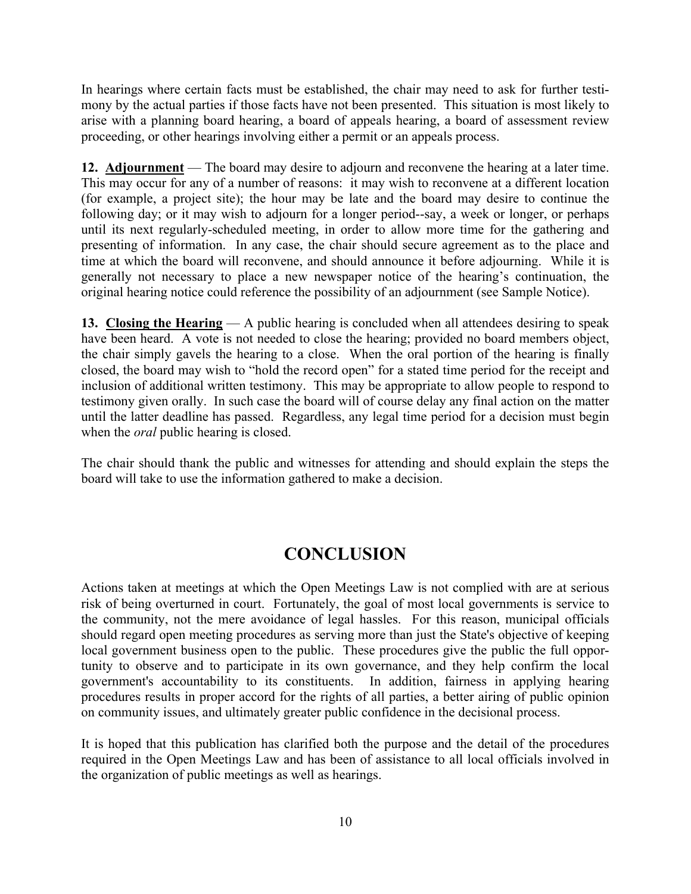In hearings where certain facts must be established, the chair may need to ask for further testimony by the actual parties if those facts have not been presented. This situation is most likely to arise with a planning board hearing, a board of appeals hearing, a board of assessment review proceeding, or other hearings involving either a permit or an appeals process.

**12. Adjournment** — The board may desire to adjourn and reconvene the hearing at a later time. This may occur for any of a number of reasons: it may wish to reconvene at a different location (for example, a project site); the hour may be late and the board may desire to continue the following day; or it may wish to adjourn for a longer period--say, a week or longer, or perhaps until its next regularly-scheduled meeting, in order to allow more time for the gathering and presenting of information. In any case, the chair should secure agreement as to the place and time at which the board will reconvene, and should announce it before adjourning. While it is generally not necessary to place a new newspaper notice of the hearing's continuation, the original hearing notice could reference the possibility of an adjournment (see Sample Notice).

**13. Closing the Hearing** — A public hearing is concluded when all attendees desiring to speak have been heard. A vote is not needed to close the hearing; provided no board members object, the chair simply gavels the hearing to a close. When the oral portion of the hearing is finally closed, the board may wish to "hold the record open" for a stated time period for the receipt and inclusion of additional written testimony. This may be appropriate to allow people to respond to testimony given orally. In such case the board will of course delay any final action on the matter until the latter deadline has passed. Regardless, any legal time period for a decision must begin when the *oral* public hearing is closed.

The chair should thank the public and witnesses for attending and should explain the steps the board will take to use the information gathered to make a decision.

# CONCLUSION

Actions taken at meetings at which the Open Meetings Law is not complied with are at serious risk of being overturned in court. Fortunately, the goal of most local governments is service to the community, not the mere avoidance of legal hassles. For this reason, municipal officials should regard open meeting procedures as serving more than just the State's objective of keeping local government business open to the public. These procedures give the public the full opportunity to observe and to participate in its own governance, and they help confirm the local government's accountability to its constituents. In addition, fairness in applying hearing procedures results in proper accord for the rights of all parties, a better airing of public opinion on community issues, and ultimately greater public confidence in the decisional process.

It is hoped that this publication has clarified both the purpose and the detail of the procedures required in the Open Meetings Law and has been of assistance to all local officials involved in the organization of public meetings as well as hearings.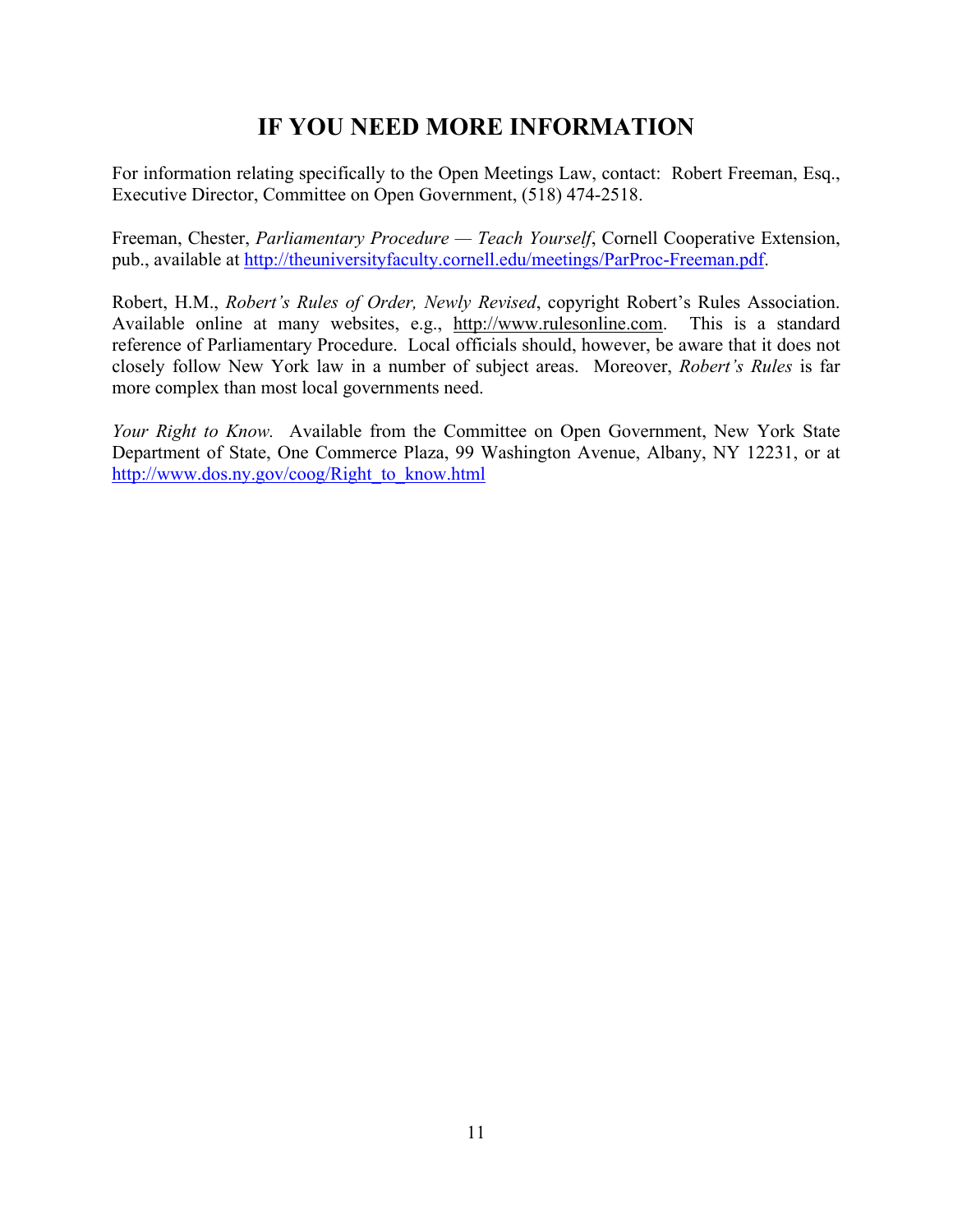# IF YOU NEED MORE INFORMATION

For information relating specifically to the Open Meetings Law, contact: Robert Freeman, Esq., Executive Director, Committee on Open Government, (518) 474-2518.

Freeman, Chester, *Parliamentary Procedure — Teach Yourself*, Cornell Cooperative Extension, pub., available at http://theuniversityfaculty.cornell.edu/meetings/ParProc-Freeman.pdf.

Robert, H.M., *Robert's Rules of Order, Newly Revised*, copyright Robert's Rules Association. Available online at many websites, e.g., http://www.rulesonline.com. This is a standard reference of Parliamentary Procedure. Local officials should, however, be aware that it does not closely follow New York law in a number of subject areas. Moreover, *Robert's Rules* is far more complex than most local governments need.

*Your Right to Know.* Available from the Committee on Open Government, New York State Department of State, One Commerce Plaza, 99 Washington Avenue, Albany, NY 12231, or at http://www.dos.ny.gov/coog/Right_to_know.html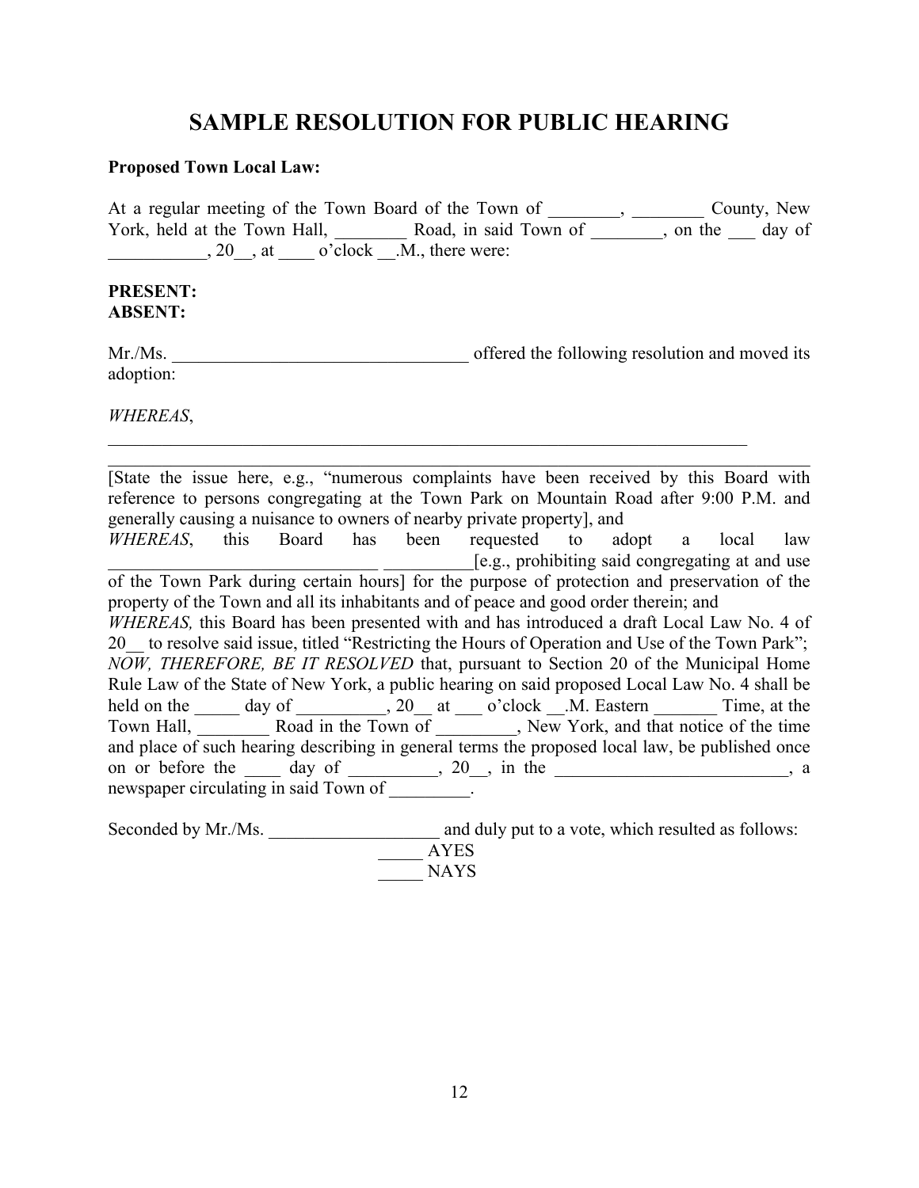# SAMPLE RESOLUTION FOR PUBLIC HEARING

**Proposed Town Local Law:**

At a regular meeting of the Town Board of the Town of ________, ________ County, New York, held at the Town Hall, ________ Road, in said Town of ________, on the ___ day of ___________, 20__, at ____ o'clock __.M., there were:

**PRESENT:**
**ABSENT:**

Mr./Ms. _________________________________ offered the following resolution and moved its adoption:

*WHEREAS*,
_________________________________________________________________________
_________________________________________________________________________
[State the issue here, e.g., "numerous complaints have been received by this Board with reference to persons congregating at the Town Park on Mountain Road after 9:00 P.M. and generally causing a nuisance to owners of nearby private property], and
*WHEREAS*, this Board has been requested to adopt a local law ______________________________ __________[e.g., prohibiting said congregating at and use of the Town Park during certain hours] for the purpose of protection and preservation of the property of the Town and all its inhabitants and of peace and good order therein; and
*WHEREAS,* this Board has been presented with and has introduced a draft Local Law No. 4 of 20__ to resolve said issue, titled "Restricting the Hours of Operation and Use of the Town Park";
*NOW, THEREFORE, BE IT RESOLVED* that, pursuant to Section 20 of the Municipal Home Rule Law of the State of New York, a public hearing on said proposed Local Law No. 4 shall be held on the _____ day of __________, 20__ at ___ o'clock __.M. Eastern _______ Time, at the Town Hall, ________ Road in the Town of _________, New York, and that notice of the time and place of such hearing describing in general terms the proposed local law, be published once on or before the ____ day of __________, 20__, in the __________________________, a newspaper circulating in said Town of _________.

Seconded by Mr./Ms. ___________________ and duly put to a vote, which resulted as follows:

_____ AYES
_____ NAYS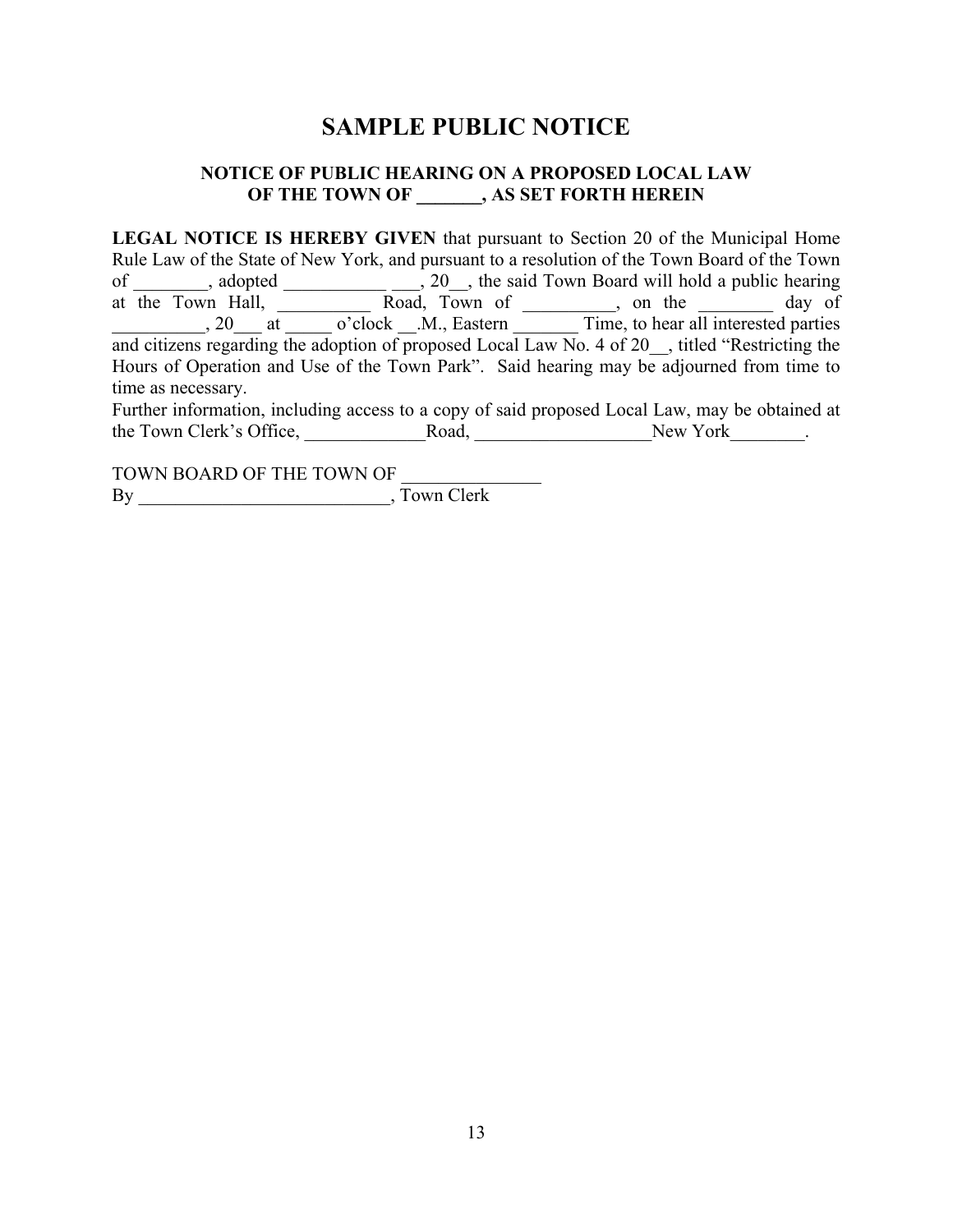# SAMPLE PUBLIC NOTICE

### NOTICE OF PUBLIC HEARING ON A PROPOSED LOCAL LAW OF THE TOWN OF _______, AS SET FORTH HEREIN

**LEGAL NOTICE IS HEREBY GIVEN** that pursuant to Section 20 of the Municipal Home Rule Law of the State of New York, and pursuant to a resolution of the Town Board of the Town of ________, adopted ___________ ___, 20__, the said Town Board will hold a public hearing at the Town Hall, __________ Road, Town of __________, on the ________ day of __________, 20___ at _____ o'clock __.M., Eastern _______ Time, to hear all interested parties and citizens regarding the adoption of proposed Local Law No. 4 of 20__, titled "Restricting the Hours of Operation and Use of the Town Park". Said hearing may be adjourned from time to time as necessary.

Further information, including access to a copy of said proposed Local Law, may be obtained at the Town Clerk's Office, _____________Road, ___________________New York________.

TOWN BOARD OF THE TOWN OF _______________
By ___________________________, Town Clerk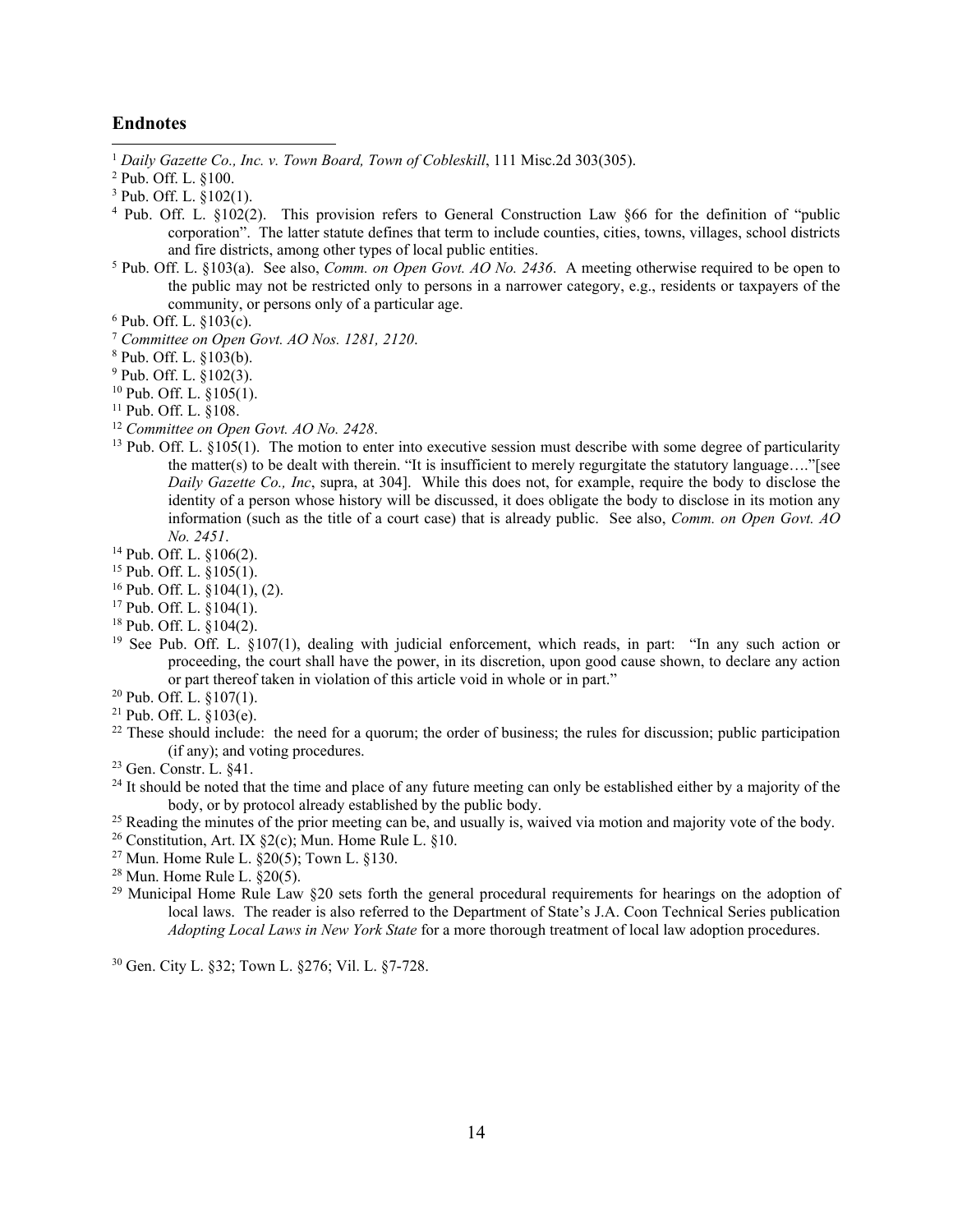## Endnotes

[1] *Daily Gazette Co., Inc. v. Town Board, Town of Cobleskill*, 111 Misc.2d 303(305).

[2] Pub. Off. L. §100.

[3] Pub. Off. L. §102(1).

[4] Pub. Off. L. §102(2). This provision refers to General Construction Law §66 for the definition of "public corporation". The latter statute defines that term to include counties, cities, towns, villages, school districts and fire districts, among other types of local public entities.

[5] Pub. Off. L. §103(a). See also, *Comm. on Open Govt. AO No. 2436*. A meeting otherwise required to be open to the public may not be restricted only to persons in a narrower category, e.g., residents or taxpayers of the community, or persons only of a particular age.

[6] Pub. Off. L. §103(c).

[7] *Committee on Open Govt. AO Nos. 1281, 2120*.

[8] Pub. Off. L. §103(b).

[9] Pub. Off. L. §102(3).

[10] Pub. Off. L. §105(1).

[11] Pub. Off. L. §108.

[12] *Committee on Open Govt. AO No. 2428*.

[13] Pub. Off. L. §105(1). The motion to enter into executive session must describe with some degree of particularity the matter(s) to be dealt with therein. "It is insufficient to merely regurgitate the statutory language…."[see *Daily Gazette Co., Inc*, supra, at 304]. While this does not, for example, require the body to disclose the identity of a person whose history will be discussed, it does obligate the body to disclose in its motion any information (such as the title of a court case) that is already public. See also, *Comm. on Open Govt. AO No. 2451*.

[14] Pub. Off. L. §106(2).

[15] Pub. Off. L. §105(1).

[16] Pub. Off. L. §104(1), (2).

[17] Pub. Off. L. §104(1).

[18] Pub. Off. L. §104(2).

[19] See Pub. Off. L. §107(1), dealing with judicial enforcement, which reads, in part: "In any such action or proceeding, the court shall have the power, in its discretion, upon good cause shown, to declare any action or part thereof taken in violation of this article void in whole or in part."

[20] Pub. Off. L. §107(1).

[21] Pub. Off. L. §103(e).

[22] These should include: the need for a quorum; the order of business; the rules for discussion; public participation (if any); and voting procedures.

[23] Gen. Constr. L. §41.

[24] It should be noted that the time and place of any future meeting can only be established either by a majority of the body, or by protocol already established by the public body.

[25] Reading the minutes of the prior meeting can be, and usually is, waived via motion and majority vote of the body.

[26] Constitution, Art. IX §2(c); Mun. Home Rule L. §10.

[27] Mun. Home Rule L. §20(5); Town L. §130.

[28] Mun. Home Rule L. §20(5).

[29] Municipal Home Rule Law §20 sets forth the general procedural requirements for hearings on the adoption of local laws. The reader is also referred to the Department of State's J.A. Coon Technical Series publication *Adopting Local Laws in New York State* for a more thorough treatment of local law adoption procedures.

[30] Gen. City L. §32; Town L. §276; Vil. L. §7-728.